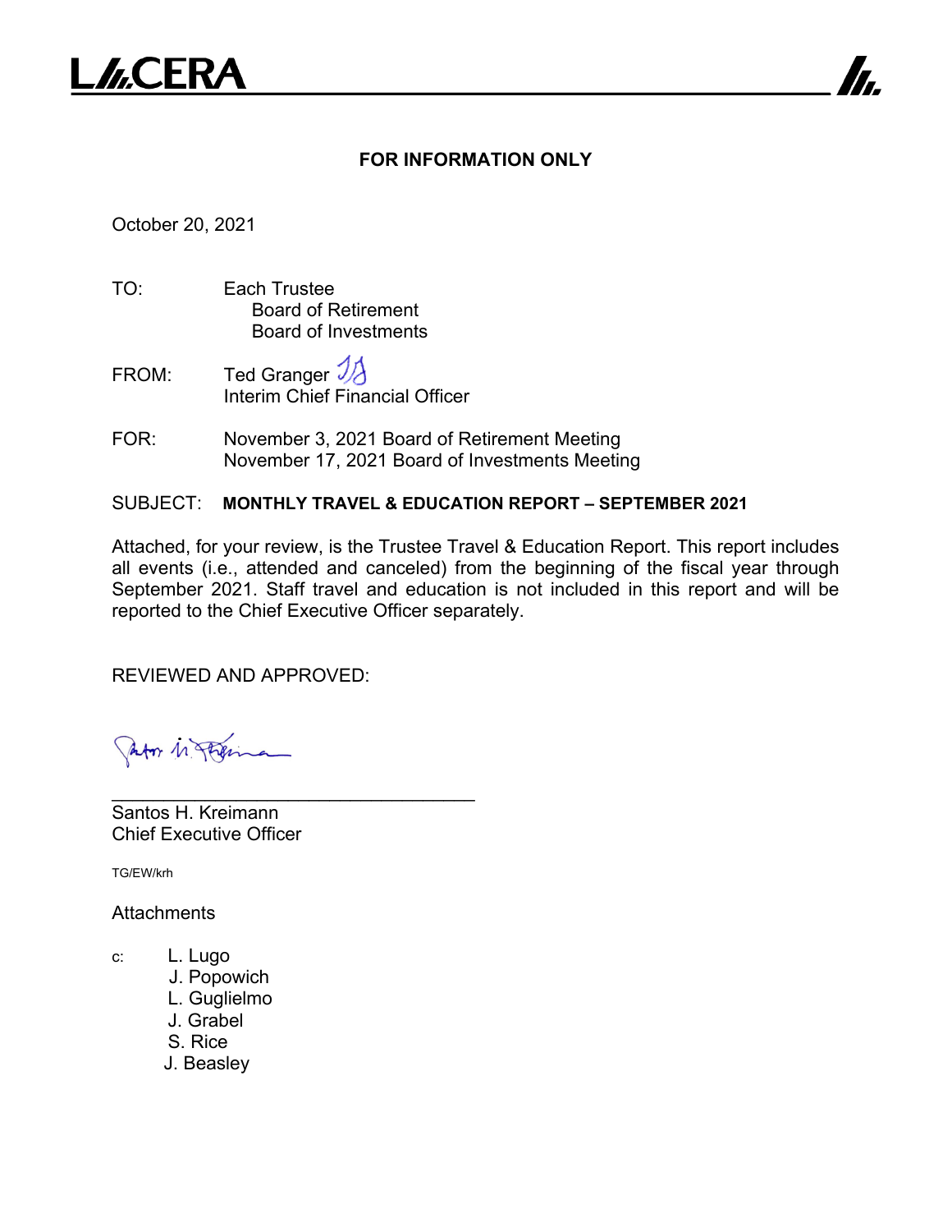L///.CERA

**FOR INFORMATION ONLY**

October 20, 2021

TO: Each Trustee
Board of Retirement
Board of Investments

FROM: Ted Granger
Interim Chief Financial Officer

FOR: November 3, 2021 Board of Retirement Meeting
November 17, 2021 Board of Investments Meeting

SUBJECT: **MONTHLY TRAVEL & EDUCATION REPORT – SEPTEMBER 2021**

Attached, for your review, is the Trustee Travel & Education Report. This report includes all events (i.e., attended and canceled) from the beginning of the fiscal year through September 2021. Staff travel and education is not included in this report and will be reported to the Chief Executive Officer separately.

REVIEWED AND APPROVED:

\_\_\_\_\_\_\_\_\_\_\_\_\_\_\_\_\_\_\_\_\_\_\_\_\_\_\_\_\_\_\_\_\_\_\_\_
Santos H. Kreimann
Chief Executive Officer

TG/EW/krh

Attachments

c: L. Lugo
J. Popowich
L. Guglielmo
J. Grabel
S. Rice
J. Beasley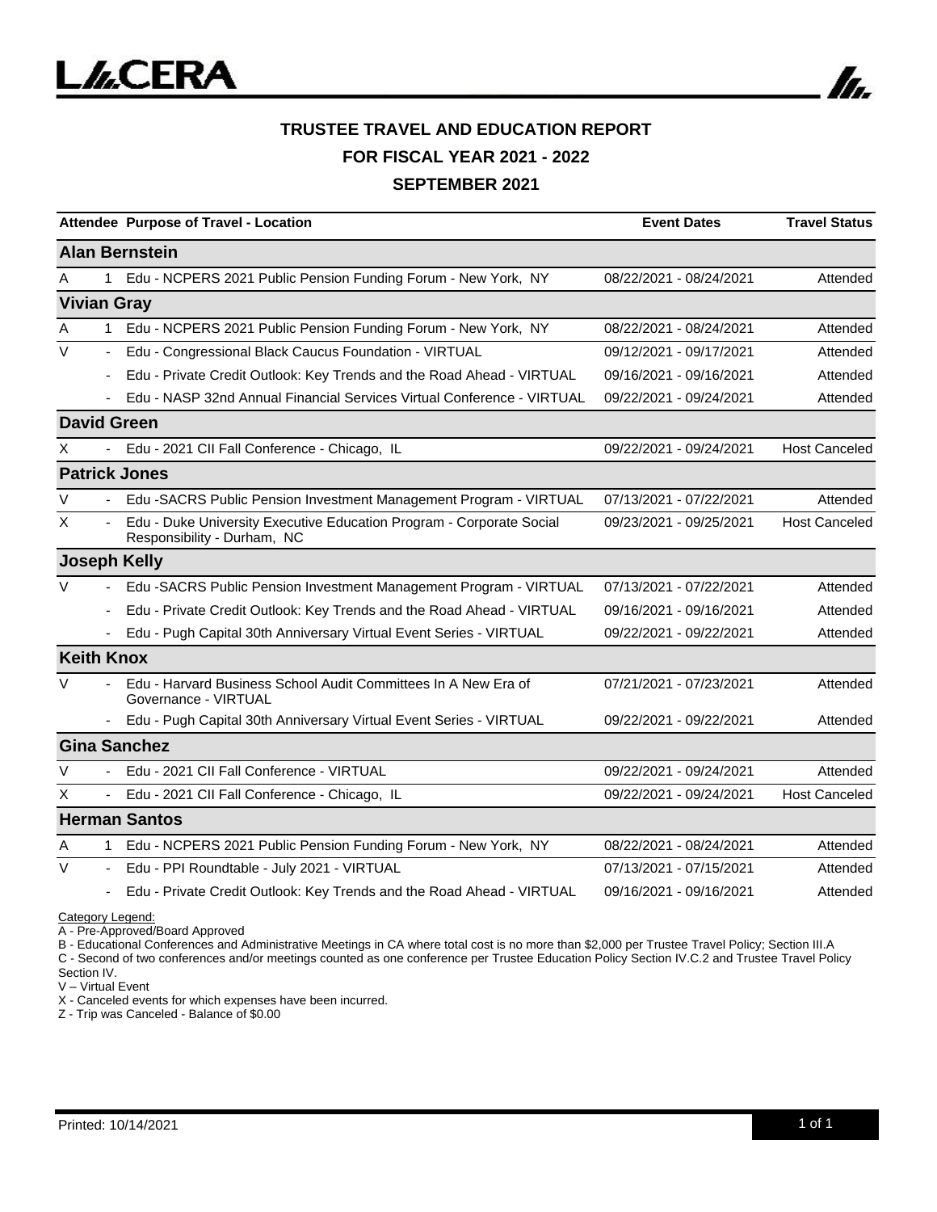# TRUSTEE TRAVEL AND EDUCATION REPORT

## FOR FISCAL YEAR 2021 - 2022

## SEPTEMBER 2021

| Attendee | | Purpose of Travel - Location | Event Dates | Travel Status |
|---|---|---|---|---|
| **Alan Bernstein** | | | | |
| A | 1 | Edu - NCPERS 2021 Public Pension Funding Forum - New York, NY | 08/22/2021 - 08/24/2021 | Attended |
| **Vivian Gray** | | | | |
| A | 1 | Edu - NCPERS 2021 Public Pension Funding Forum - New York, NY | 08/22/2021 - 08/24/2021 | Attended |
| V | - | Edu - Congressional Black Caucus Foundation - VIRTUAL | 09/12/2021 - 09/17/2021 | Attended |
| | - | Edu - Private Credit Outlook: Key Trends and the Road Ahead - VIRTUAL | 09/16/2021 - 09/16/2021 | Attended |
| | - | Edu - NASP 32nd Annual Financial Services Virtual Conference - VIRTUAL | 09/22/2021 - 09/24/2021 | Attended |
| **David Green** | | | | |
| X | - | Edu - 2021 CII Fall Conference - Chicago, IL | 09/22/2021 - 09/24/2021 | Host Canceled |
| **Patrick Jones** | | | | |
| V | - | Edu -SACRS Public Pension Investment Management Program - VIRTUAL | 07/13/2021 - 07/22/2021 | Attended |
| X | - | Edu - Duke University Executive Education Program - Corporate Social Responsibility - Durham, NC | 09/23/2021 - 09/25/2021 | Host Canceled |
| **Joseph Kelly** | | | | |
| V | - | Edu -SACRS Public Pension Investment Management Program - VIRTUAL | 07/13/2021 - 07/22/2021 | Attended |
| | - | Edu - Private Credit Outlook: Key Trends and the Road Ahead - VIRTUAL | 09/16/2021 - 09/16/2021 | Attended |
| | - | Edu - Pugh Capital 30th Anniversary Virtual Event Series - VIRTUAL | 09/22/2021 - 09/22/2021 | Attended |
| **Keith Knox** | | | | |
| V | - | Edu - Harvard Business School Audit Committees In A New Era of Governance - VIRTUAL | 07/21/2021 - 07/23/2021 | Attended |
| | - | Edu - Pugh Capital 30th Anniversary Virtual Event Series - VIRTUAL | 09/22/2021 - 09/22/2021 | Attended |
| **Gina Sanchez** | | | | |
| V | - | Edu - 2021 CII Fall Conference - VIRTUAL | 09/22/2021 - 09/24/2021 | Attended |
| X | - | Edu - 2021 CII Fall Conference - Chicago, IL | 09/22/2021 - 09/24/2021 | Host Canceled |
| **Herman Santos** | | | | |
| A | 1 | Edu - NCPERS 2021 Public Pension Funding Forum - New York, NY | 08/22/2021 - 08/24/2021 | Attended |
| V | - | Edu - PPI Roundtable - July 2021 - VIRTUAL | 07/13/2021 - 07/15/2021 | Attended |
| | - | Edu - Private Credit Outlook: Key Trends and the Road Ahead - VIRTUAL | 09/16/2021 - 09/16/2021 | Attended |

Category Legend:

A - Pre-Approved/Board Approved
B - Educational Conferences and Administrative Meetings in CA where total cost is no more than $2,000 per Trustee Travel Policy; Section III.A
C - Second of two conferences and/or meetings counted as one conference per Trustee Education Policy Section IV.C.2 and Trustee Travel Policy Section IV.
V – Virtual Event
X - Canceled events for which expenses have been incurred.
Z - Trip was Canceled - Balance of $0.00

Printed: 10/14/2021